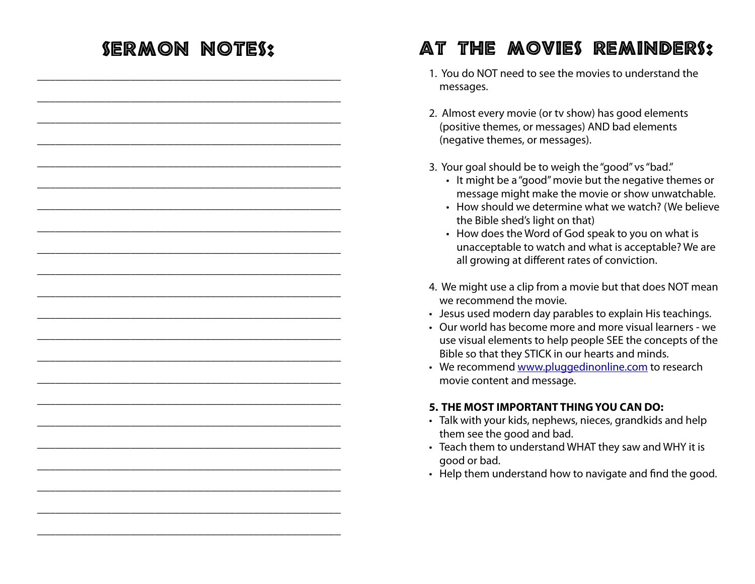## SERMON NOTES:

______________________________________________________________

______________________________________________________________

______________________________________________________________

______________________________________________________________

______________________________________________________________

______________________________________________________________

______________________________________________________________

______________________________________________________________

______________________________________________________________

______________________________________________________________

______________________________________________________________

______________________________________________________________

______________________________________________________________

______________________________________________________________

______________________________________________________________

______________________________________________________________

______________________________________________________________

______________________________________________________________

______________________________________________________________

______________________________________________________________

______________________________________________________________

______________________________________________________________

## AT THE MOVIES REMINDERS:

1. You do NOT need to see the movies to understand the messages.

2. Almost every movie (or tv show) has good elements (positive themes, or messages) AND bad elements (negative themes, or messages).

3. Your goal should be to weigh the "good" vs "bad."
   - It might be a "good" movie but the negative themes or message might make the movie or show unwatchable.
   - How should we determine what we watch? (We believe the Bible shed's light on that)
   - How does the Word of God speak to you on what is unacceptable to watch and what is acceptable? We are all growing at different rates of conviction.

4. We might use a clip from a movie but that does NOT mean we recommend the movie.

- Jesus used modern day parables to explain His teachings.
- Our world has become more and more visual learners - we use visual elements to help people SEE the concepts of the Bible so that they STICK in our hearts and minds.
- We recommend www.pluggedinonline.com to research movie content and message.

**5. THE MOST IMPORTANT THING YOU CAN DO:**

- Talk with your kids, nephews, nieces, grandkids and help them see the good and bad.
- Teach them to understand WHAT they saw and WHY it is good or bad.
- Help them understand how to navigate and find the good.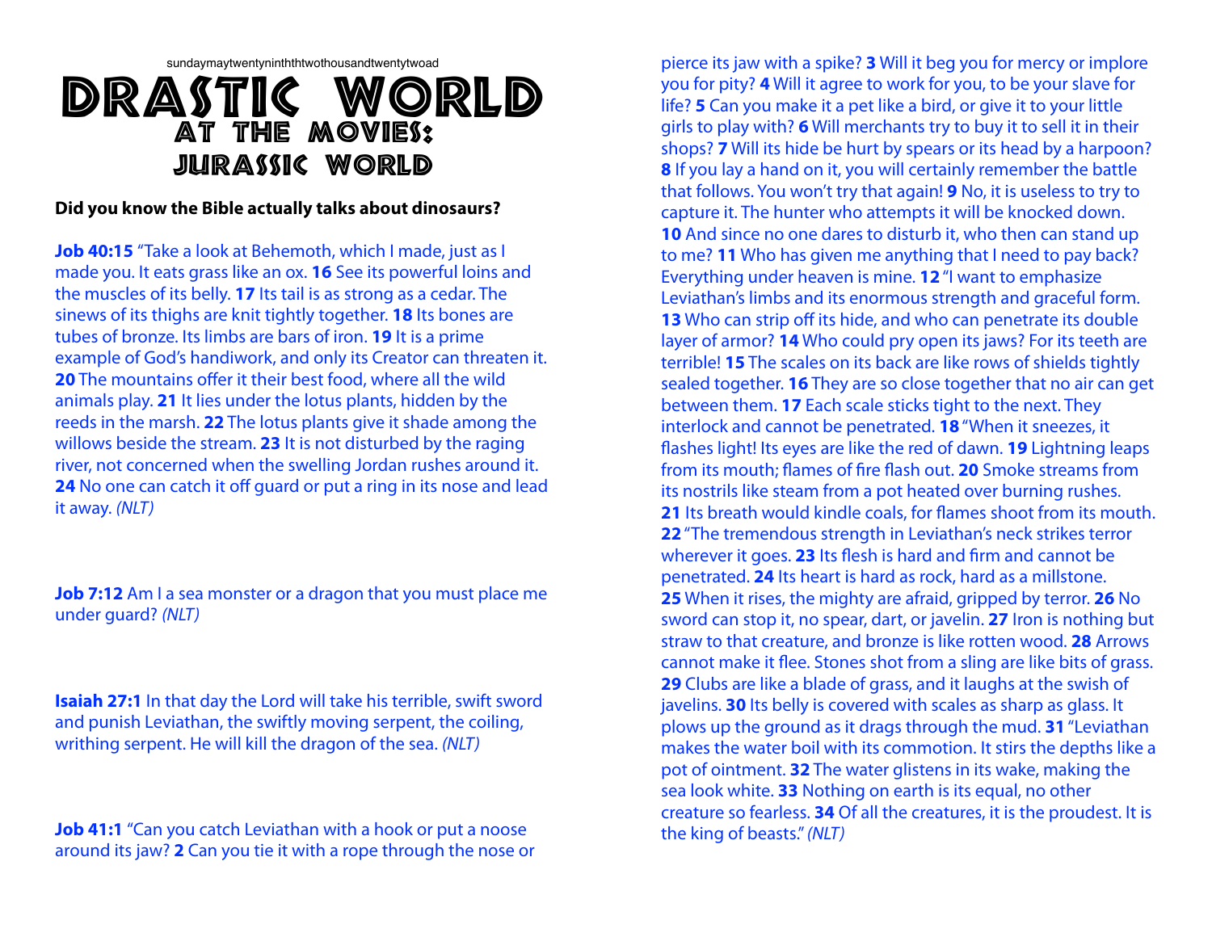sundaymaytwentyninththtwothousandtwentytwoad

# DRASTIC WORLD
## AT THE MOVIES:
## JURASSIC WORLD

**Did you know the Bible actually talks about dinosaurs?**

**Job 40:15** "Take a look at Behemoth, which I made, just as I made you. It eats grass like an ox. **16** See its powerful loins and the muscles of its belly. **17** Its tail is as strong as a cedar. The sinews of its thighs are knit tightly together. **18** Its bones are tubes of bronze. Its limbs are bars of iron. **19** It is a prime example of God's handiwork, and only its Creator can threaten it. **20** The mountains offer it their best food, where all the wild animals play. **21** It lies under the lotus plants, hidden by the reeds in the marsh. **22** The lotus plants give it shade among the willows beside the stream. **23** It is not disturbed by the raging river, not concerned when the swelling Jordan rushes around it. **24** No one can catch it off guard or put a ring in its nose and lead it away. *(NLT)*

**Job 7:12** Am I a sea monster or a dragon that you must place me under guard? *(NLT)*

**Isaiah 27:1** In that day the Lord will take his terrible, swift sword and punish Leviathan, the swiftly moving serpent, the coiling, writhing serpent. He will kill the dragon of the sea. *(NLT)*

**Job 41:1** "Can you catch Leviathan with a hook or put a noose around its jaw? **2** Can you tie it with a rope through the nose or pierce its jaw with a spike? **3** Will it beg you for mercy or implore you for pity? **4** Will it agree to work for you, to be your slave for life? **5** Can you make it a pet like a bird, or give it to your little girls to play with? **6** Will merchants try to buy it to sell it in their shops? **7** Will its hide be hurt by spears or its head by a harpoon? **8** If you lay a hand on it, you will certainly remember the battle that follows. You won't try that again! **9** No, it is useless to try to capture it. The hunter who attempts it will be knocked down. **10** And since no one dares to disturb it, who then can stand up to me? **11** Who has given me anything that I need to pay back? Everything under heaven is mine. **12** "I want to emphasize Leviathan's limbs and its enormous strength and graceful form. **13** Who can strip off its hide, and who can penetrate its double layer of armor? **14** Who could pry open its jaws? For its teeth are terrible! **15** The scales on its back are like rows of shields tightly sealed together. **16** They are so close together that no air can get between them. **17** Each scale sticks tight to the next. They interlock and cannot be penetrated. **18** "When it sneezes, it flashes light! Its eyes are like the red of dawn. **19** Lightning leaps from its mouth; flames of fire flash out. **20** Smoke streams from its nostrils like steam from a pot heated over burning rushes. **21** Its breath would kindle coals, for flames shoot from its mouth. **22** "The tremendous strength in Leviathan's neck strikes terror wherever it goes. **23** Its flesh is hard and firm and cannot be penetrated. **24** Its heart is hard as rock, hard as a millstone. **25** When it rises, the mighty are afraid, gripped by terror. **26** No sword can stop it, no spear, dart, or javelin. **27** Iron is nothing but straw to that creature, and bronze is like rotten wood. **28** Arrows cannot make it flee. Stones shot from a sling are like bits of grass. **29** Clubs are like a blade of grass, and it laughs at the swish of javelins. **30** Its belly is covered with scales as sharp as glass. It plows up the ground as it drags through the mud. **31** "Leviathan makes the water boil with its commotion. It stirs the depths like a pot of ointment. **32** The water glistens in its wake, making the sea look white. **33** Nothing on earth is its equal, no other creature so fearless. **34** Of all the creatures, it is the proudest. It is the king of beasts." *(NLT)*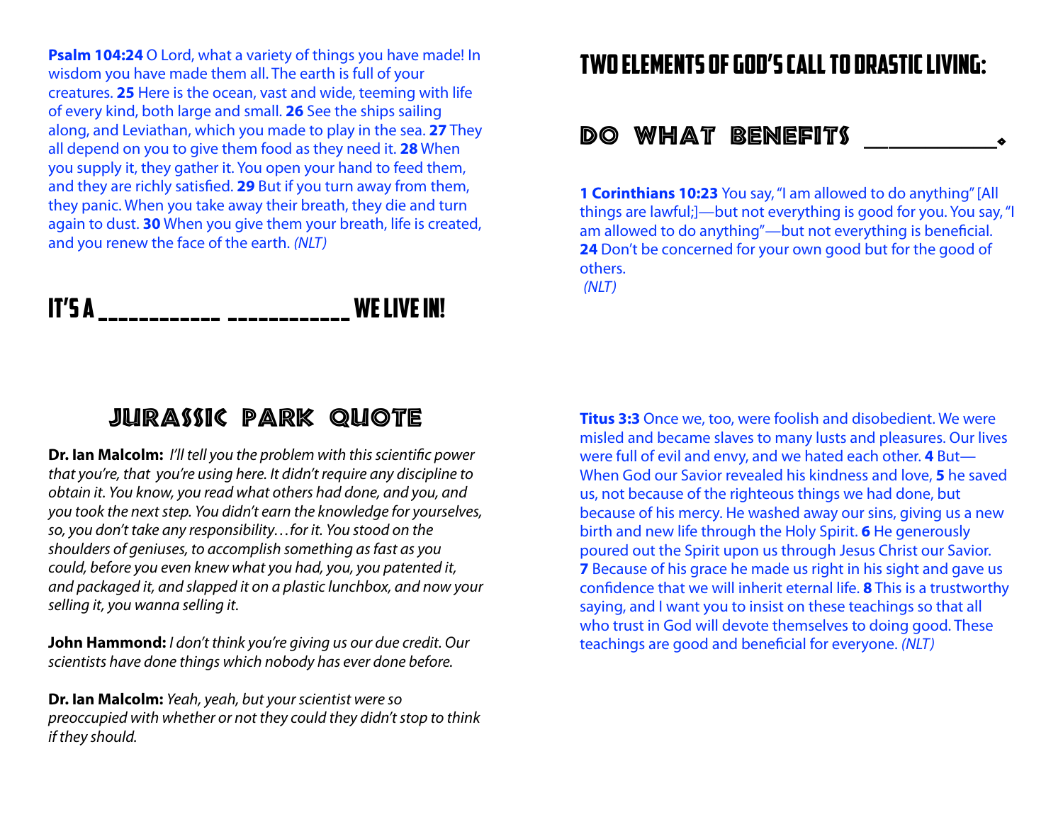**Psalm 104:24** O Lord, what a variety of things you have made! In wisdom you have made them all. The earth is full of your creatures. **25** Here is the ocean, vast and wide, teeming with life of every kind, both large and small. **26** See the ships sailing along, and Leviathan, which you made to play in the sea. **27** They all depend on you to give them food as they need it. **28** When you supply it, they gather it. You open your hand to feed them, and they are richly satisfied. **29** But if you turn away from them, they panic. When you take away their breath, they die and turn again to dust. **30** When you give them your breath, life is created, and you renew the face of the earth. *(NLT)*

# IT'S A ___________ ___________ WE LIVE IN!

## JURASSIC PARK QUOTE

**Dr. Ian Malcolm:** *I'll tell you the problem with this scientific power that you're, that you're using here. It didn't require any discipline to obtain it. You know, you read what others had done, and you, and you took the next step. You didn't earn the knowledge for yourselves, so, you don't take any responsibility…for it. You stood on the shoulders of geniuses, to accomplish something as fast as you could, before you even knew what you had, you, you patented it, and packaged it, and slapped it on a plastic lunchbox, and now your selling it, you wanna selling it.*

**John Hammond:** *I don't think you're giving us our due credit. Our scientists have done things which nobody has ever done before.*

**Dr. Ian Malcolm:** *Yeah, yeah, but your scientist were so preoccupied with whether or not they could they didn't stop to think if they should.*

# TWO ELEMENTS OF GOD'S CALL TO DRASTIC LIVING:

## DO WHAT BENEFITS __________.

**1 Corinthians 10:23** You say, "I am allowed to do anything" [All things are lawful;]—but not everything is good for you. You say, "I am allowed to do anything"—but not everything is beneficial. **24** Don't be concerned for your own good but for the good of others.
*(NLT)*

**Titus 3:3** Once we, too, were foolish and disobedient. We were misled and became slaves to many lusts and pleasures. Our lives were full of evil and envy, and we hated each other. **4** But—When God our Savior revealed his kindness and love, **5** he saved us, not because of the righteous things we had done, but because of his mercy. He washed away our sins, giving us a new birth and new life through the Holy Spirit. **6** He generously poured out the Spirit upon us through Jesus Christ our Savior. **7** Because of his grace he made us right in his sight and gave us confidence that we will inherit eternal life. **8** This is a trustworthy saying, and I want you to insist on these teachings so that all who trust in God will devote themselves to doing good. These teachings are good and beneficial for everyone. *(NLT)*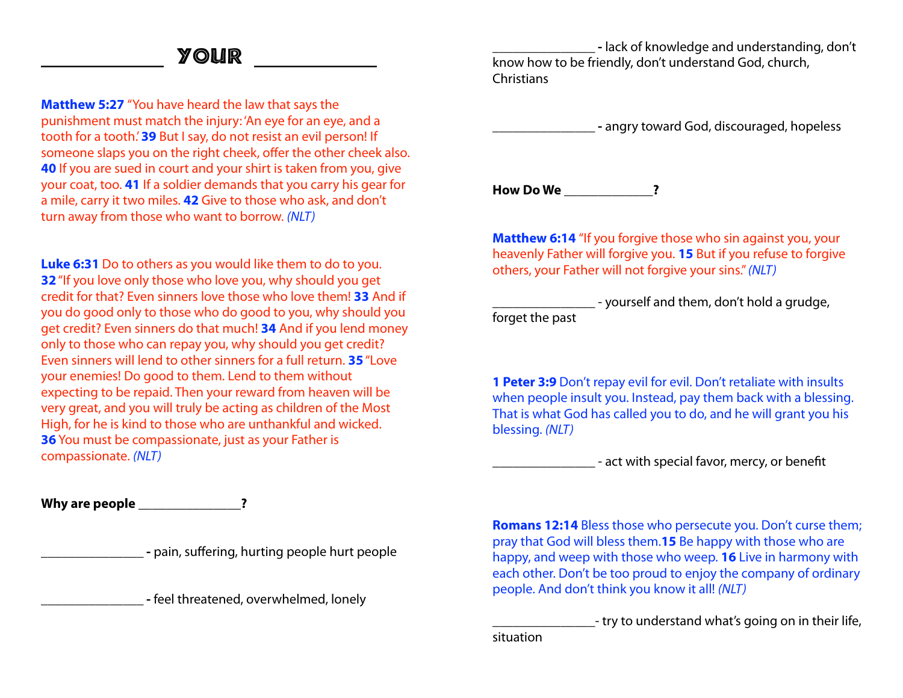# _______________ YOUR _______________

**Matthew 5:27** "You have heard the law that says the punishment must match the injury: 'An eye for an eye, and a tooth for a tooth.' **39** But I say, do not resist an evil person! If someone slaps you on the right cheek, offer the other cheek also. **40** If you are sued in court and your shirt is taken from you, give your coat, too. **41** If a soldier demands that you carry his gear for a mile, carry it two miles. **42** Give to those who ask, and don't turn away from those who want to borrow. *(NLT)*

**Luke 6:31** Do to others as you would like them to do to you. **32** "If you love only those who love you, why should you get credit for that? Even sinners love those who love them! **33** And if you do good only to those who do good to you, why should you get credit? Even sinners do that much! **34** And if you lend money only to those who can repay you, why should you get credit? Even sinners will lend to other sinners for a full return. **35** "Love your enemies! Do good to them. Lend to them without expecting to be repaid. Then your reward from heaven will be very great, and you will truly be acting as children of the Most High, for he is kind to those who are unthankful and wicked. **36** You must be compassionate, just as your Father is compassionate. *(NLT)*

**Why are people _______________?**

_______________ **-** pain, suffering, hurting people hurt people

_______________ **-** feel threatened, overwhelmed, lonely

_______________ **-** lack of knowledge and understanding, don't know how to be friendly, don't understand God, church, Christians

_______________ **-** angry toward God, discouraged, hopeless

**How Do We _______________?**

**Matthew 6:14** "If you forgive those who sin against you, your heavenly Father will forgive you. **15** But if you refuse to forgive others, your Father will not forgive your sins." *(NLT)*

_______________ - yourself and them, don't hold a grudge, forget the past

**1 Peter 3:9** Don't repay evil for evil. Don't retaliate with insults when people insult you. Instead, pay them back with a blessing. That is what God has called you to do, and he will grant you his blessing. *(NLT)*

_______________ - act with special favor, mercy, or benefit

**Romans 12:14** Bless those who persecute you. Don't curse them; pray that God will bless them. **15** Be happy with those who are happy, and weep with those who weep. **16** Live in harmony with each other. Don't be too proud to enjoy the company of ordinary people. And don't think you know it all! *(NLT)*

_______________- try to understand what's going on in their life, situation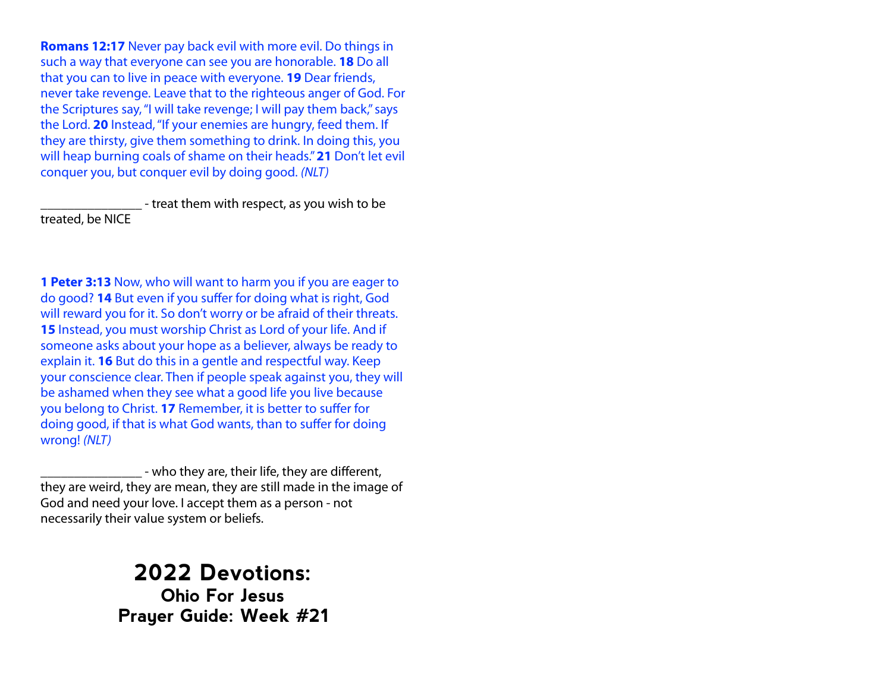**Romans 12:17** Never pay back evil with more evil. Do things in such a way that everyone can see you are honorable. **18** Do all that you can to live in peace with everyone. **19** Dear friends, never take revenge. Leave that to the righteous anger of God. For the Scriptures say, "I will take revenge; I will pay them back," says the Lord. **20** Instead, "If your enemies are hungry, feed them. If they are thirsty, give them something to drink. In doing this, you will heap burning coals of shame on their heads." **21** Don't let evil conquer you, but conquer evil by doing good. *(NLT)*

_______________ - treat them with respect, as you wish to be treated, be NICE

**1 Peter 3:13** Now, who will want to harm you if you are eager to do good? **14** But even if you suffer for doing what is right, God will reward you for it. So don't worry or be afraid of their threats. **15** Instead, you must worship Christ as Lord of your life. And if someone asks about your hope as a believer, always be ready to explain it. **16** But do this in a gentle and respectful way. Keep your conscience clear. Then if people speak against you, they will be ashamed when they see what a good life you live because you belong to Christ. **17** Remember, it is better to suffer for doing good, if that is what God wants, than to suffer for doing wrong! *(NLT)*

_______________ - who they are, their life, they are different, they are weird, they are mean, they are still made in the image of God and need your love. I accept them as a person - not necessarily their value system or beliefs.

# 2022 Devotions:
## Ohio For Jesus
## Prayer Guide: Week #21